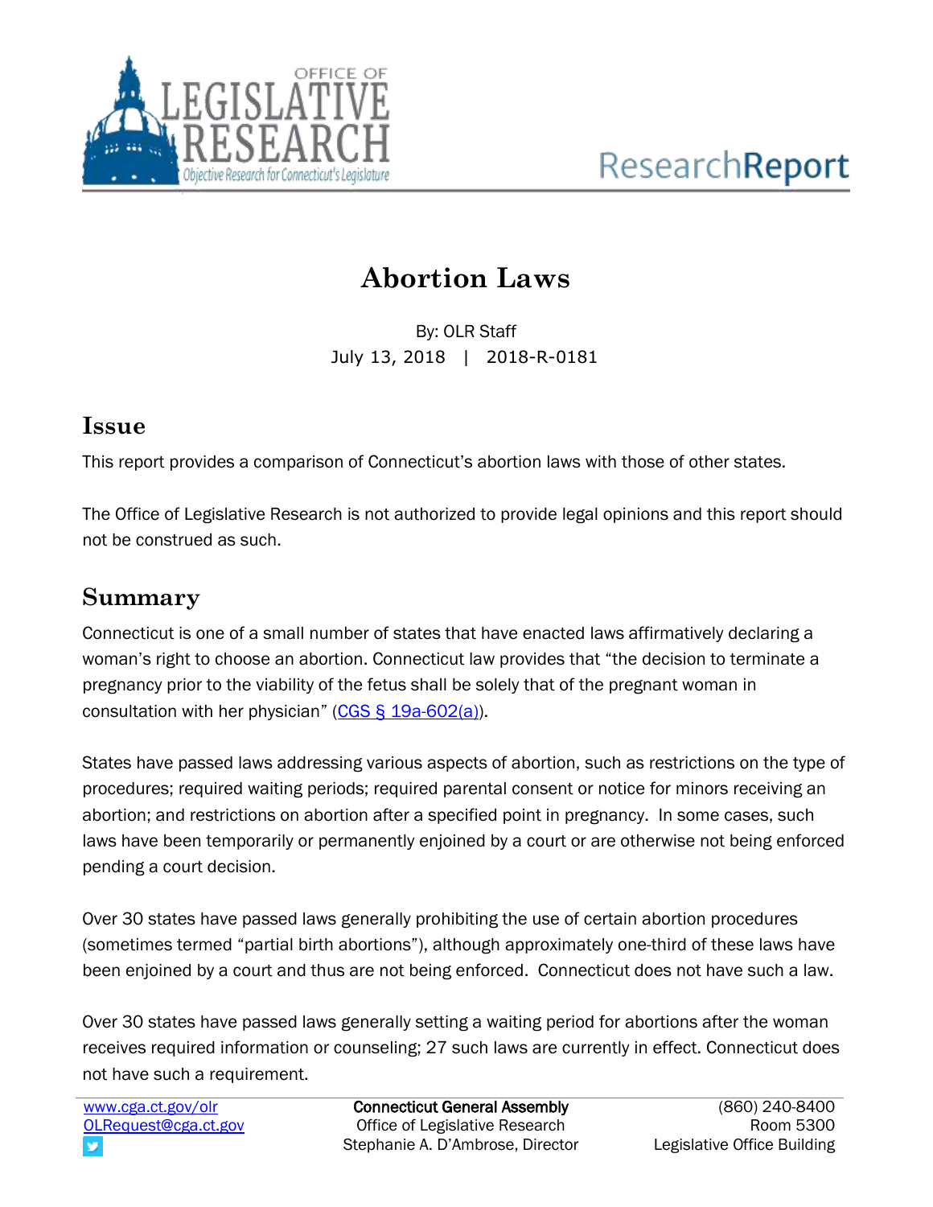# Abortion Laws

By: OLR Staff
July 13, 2018 | 2018-R-0181

## Issue

This report provides a comparison of Connecticut's abortion laws with those of other states.

The Office of Legislative Research is not authorized to provide legal opinions and this report should not be construed as such.

## Summary

Connecticut is one of a small number of states that have enacted laws affirmatively declaring a woman's right to choose an abortion. Connecticut law provides that "the decision to terminate a pregnancy prior to the viability of the fetus shall be solely that of the pregnant woman in consultation with her physician" (CGS § 19a-602(a)).

States have passed laws addressing various aspects of abortion, such as restrictions on the type of procedures; required waiting periods; required parental consent or notice for minors receiving an abortion; and restrictions on abortion after a specified point in pregnancy. In some cases, such laws have been temporarily or permanently enjoined by a court or are otherwise not being enforced pending a court decision.

Over 30 states have passed laws generally prohibiting the use of certain abortion procedures (sometimes termed "partial birth abortions"), although approximately one-third of these laws have been enjoined by a court and thus are not being enforced. Connecticut does not have such a law.

Over 30 states have passed laws generally setting a waiting period for abortions after the woman receives required information or counseling; 27 such laws are currently in effect. Connecticut does not have such a requirement.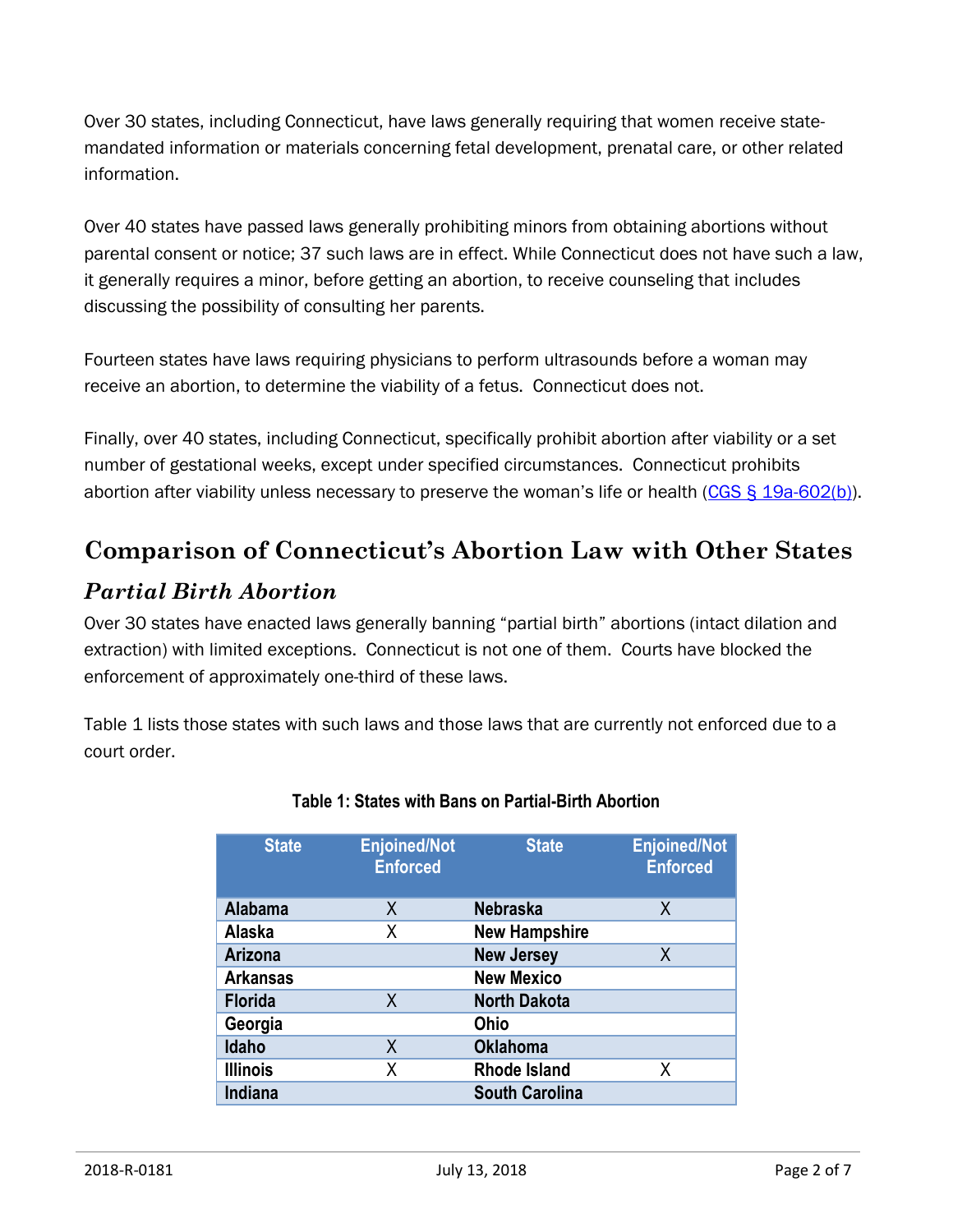Over 30 states, including Connecticut, have laws generally requiring that women receive state-mandated information or materials concerning fetal development, prenatal care, or other related information.

Over 40 states have passed laws generally prohibiting minors from obtaining abortions without parental consent or notice; 37 such laws are in effect. While Connecticut does not have such a law, it generally requires a minor, before getting an abortion, to receive counseling that includes discussing the possibility of consulting her parents.

Fourteen states have laws requiring physicians to perform ultrasounds before a woman may receive an abortion, to determine the viability of a fetus. Connecticut does not.

Finally, over 40 states, including Connecticut, specifically prohibit abortion after viability or a set number of gestational weeks, except under specified circumstances. Connecticut prohibits abortion after viability unless necessary to preserve the woman's life or health (CGS § 19a-602(b)).

## Comparison of Connecticut's Abortion Law with Other States

### *Partial Birth Abortion*

Over 30 states have enacted laws generally banning "partial birth" abortions (intact dilation and extraction) with limited exceptions. Connecticut is not one of them. Courts have blocked the enforcement of approximately one-third of these laws.

Table 1 lists those states with such laws and those laws that are currently not enforced due to a court order.

**Table 1: States with Bans on Partial-Birth Abortion**

| State | Enjoined/Not Enforced | State | Enjoined/Not Enforced |
|---|---|---|---|
| **Alabama** | X | **Nebraska** | X |
| **Alaska** | X | **New Hampshire** | |
| **Arizona** | | **New Jersey** | X |
| **Arkansas** | | **New Mexico** | |
| **Florida** | X | **North Dakota** | |
| **Georgia** | | **Ohio** | |
| **Idaho** | X | **Oklahoma** | |
| **Illinois** | X | **Rhode Island** | X |
| **Indiana** | | **South Carolina** | |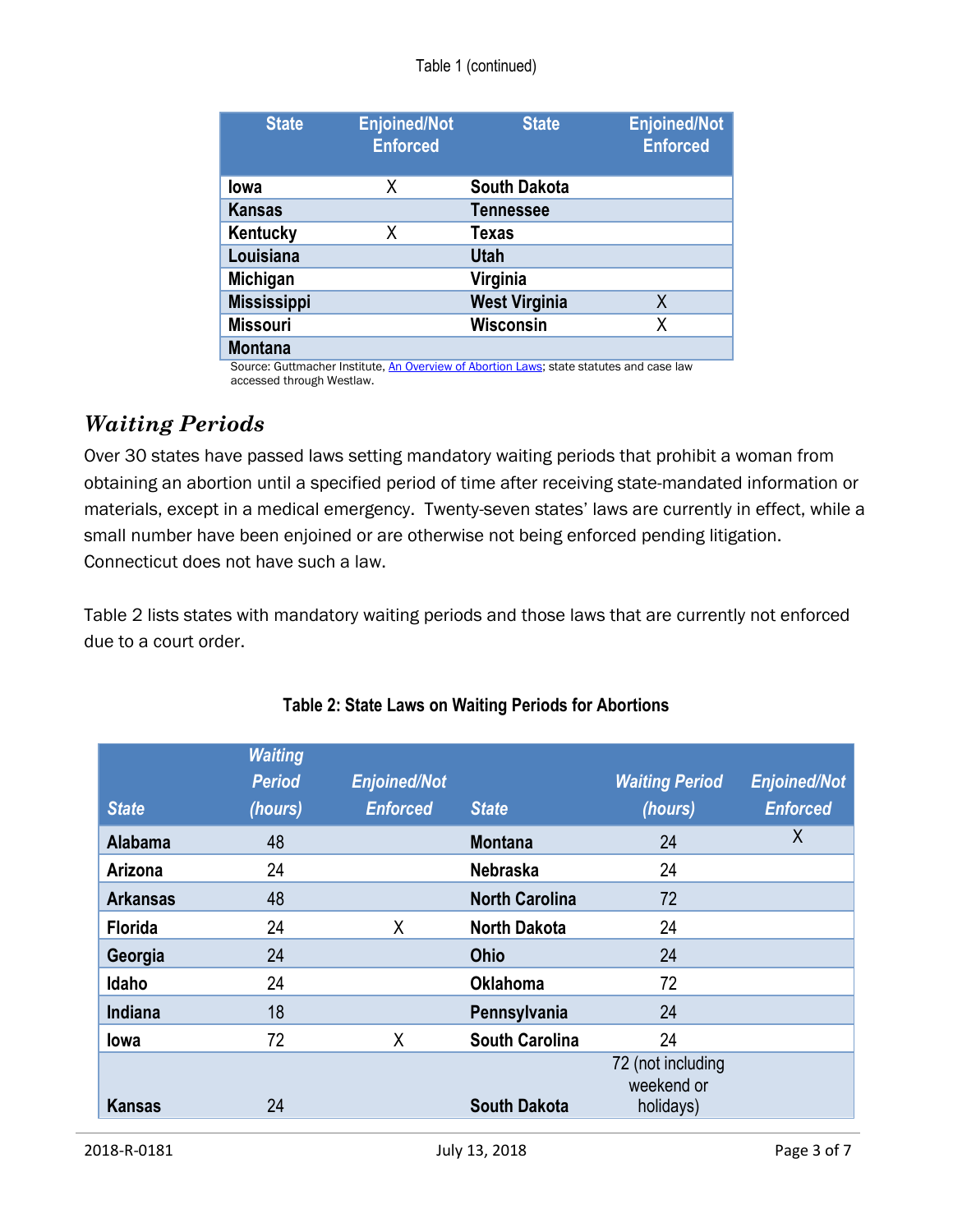Table 1 (continued)

| State | Enjoined/Not Enforced | State | Enjoined/Not Enforced |
|---|---|---|---|
| Iowa | X | South Dakota | |
| Kansas | | Tennessee | |
| Kentucky | X | Texas | |
| Louisiana | | Utah | |
| Michigan | | Virginia | |
| Mississippi | | West Virginia | X |
| Missouri | | Wisconsin | X |
| Montana | | | |

Source: Guttmacher Institute, An Overview of Abortion Laws; state statutes and case law accessed through Westlaw.

## *Waiting Periods*

Over 30 states have passed laws setting mandatory waiting periods that prohibit a woman from obtaining an abortion until a specified period of time after receiving state-mandated information or materials, except in a medical emergency. Twenty-seven states' laws are currently in effect, while a small number have been enjoined or are otherwise not being enforced pending litigation. Connecticut does not have such a law.

Table 2 lists states with mandatory waiting periods and those laws that are currently not enforced due to a court order.

**Table 2: State Laws on Waiting Periods for Abortions**

| *State* | *Waiting Period (hours)* | *Enjoined/Not Enforced* | *State* | *Waiting Period (hours)* | *Enjoined/Not Enforced* |
|---|---|---|---|---|---|
| Alabama | 48 | | Montana | 24 | X |
| Arizona | 24 | | Nebraska | 24 | |
| Arkansas | 48 | | North Carolina | 72 | |
| Florida | 24 | X | North Dakota | 24 | |
| Georgia | 24 | | Ohio | 24 | |
| Idaho | 24 | | Oklahoma | 72 | |
| Indiana | 18 | | Pennsylvania | 24 | |
| Iowa | 72 | X | South Carolina | 24 | |
| Kansas | 24 | | South Dakota | 72 (not including weekend or holidays) | |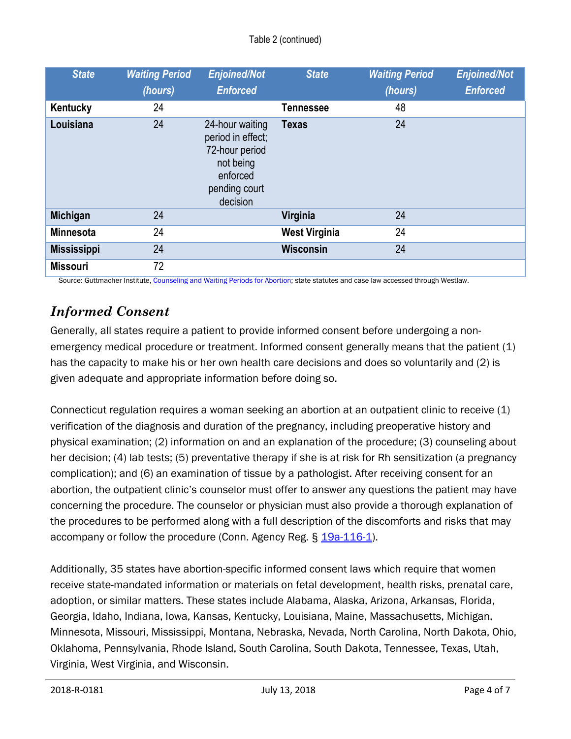Table 2 (continued)

| State | Waiting Period (hours) | Enjoined/Not Enforced | State | Waiting Period (hours) | Enjoined/Not Enforced |
|---|---|---|---|---|---|
| **Kentucky** | 24 | | **Tennessee** | 48 | |
| **Louisiana** | 24 | 24-hour waiting period in effect; 72-hour period not being enforced pending court decision | **Texas** | 24 | |
| **Michigan** | 24 | | **Virginia** | 24 | |
| **Minnesota** | 24 | | **West Virginia** | 24 | |
| **Mississippi** | 24 | | **Wisconsin** | 24 | |
| **Missouri** | 72 | | | | |

Source: Guttmacher Institute, Counseling and Waiting Periods for Abortion; state statutes and case law accessed through Westlaw.

## *Informed Consent*

Generally, all states require a patient to provide informed consent before undergoing a non-emergency medical procedure or treatment. Informed consent generally means that the patient (1) has the capacity to make his or her own health care decisions and does so voluntarily and (2) is given adequate and appropriate information before doing so.

Connecticut regulation requires a woman seeking an abortion at an outpatient clinic to receive (1) verification of the diagnosis and duration of the pregnancy, including preoperative history and physical examination; (2) information on and an explanation of the procedure; (3) counseling about her decision; (4) lab tests; (5) preventative therapy if she is at risk for Rh sensitization (a pregnancy complication); and (6) an examination of tissue by a pathologist. After receiving consent for an abortion, the outpatient clinic's counselor must offer to answer any questions the patient may have concerning the procedure. The counselor or physician must also provide a thorough explanation of the procedures to be performed along with a full description of the discomforts and risks that may accompany or follow the procedure (Conn. Agency Reg. § 19a-116-1).

Additionally, 35 states have abortion-specific informed consent laws which require that women receive state-mandated information or materials on fetal development, health risks, prenatal care, adoption, or similar matters. These states include Alabama, Alaska, Arizona, Arkansas, Florida, Georgia, Idaho, Indiana, Iowa, Kansas, Kentucky, Louisiana, Maine, Massachusetts, Michigan, Minnesota, Missouri, Mississippi, Montana, Nebraska, Nevada, North Carolina, North Dakota, Ohio, Oklahoma, Pennsylvania, Rhode Island, South Carolina, South Dakota, Tennessee, Texas, Utah, Virginia, West Virginia, and Wisconsin.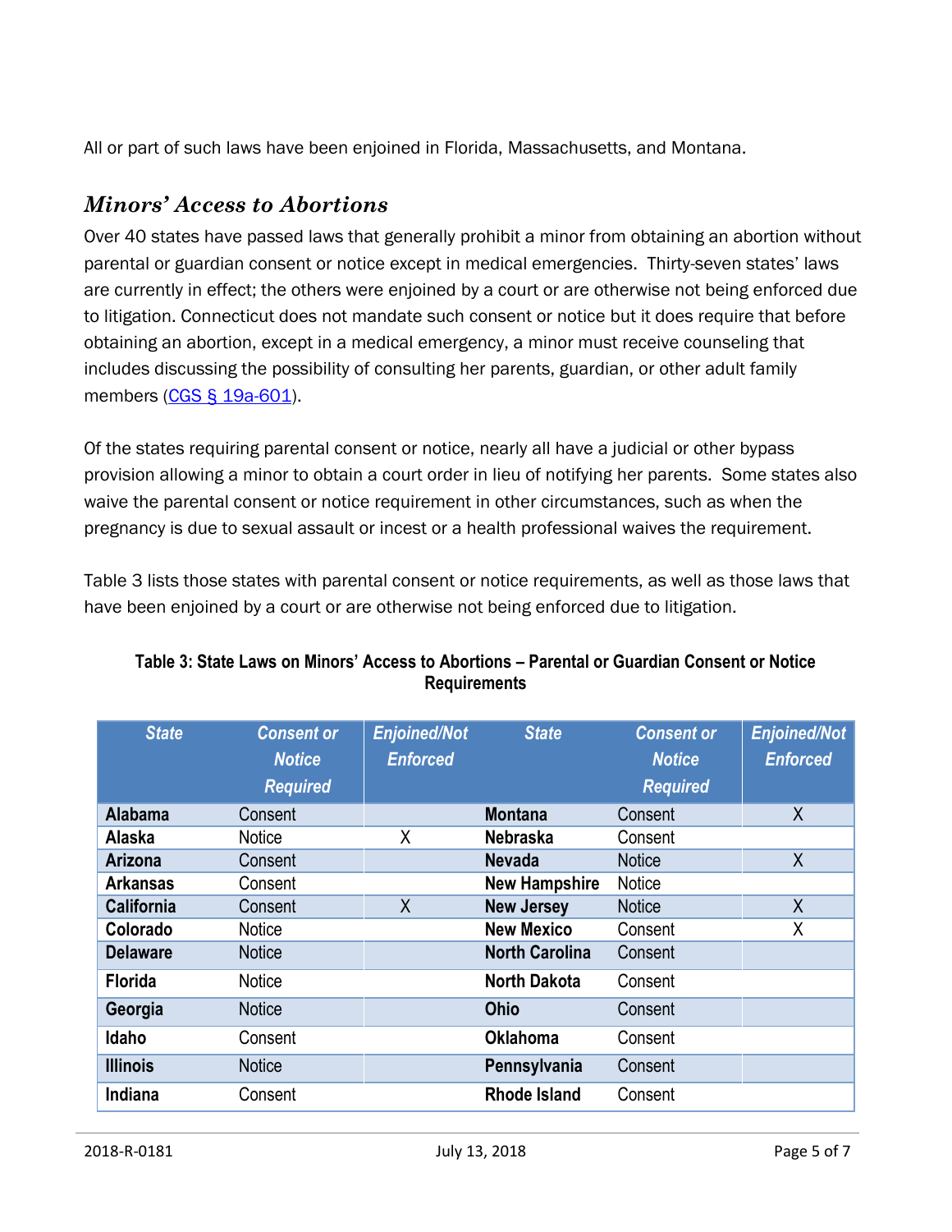All or part of such laws have been enjoined in Florida, Massachusetts, and Montana.

## *Minors' Access to Abortions*

Over 40 states have passed laws that generally prohibit a minor from obtaining an abortion without parental or guardian consent or notice except in medical emergencies. Thirty-seven states' laws are currently in effect; the others were enjoined by a court or are otherwise not being enforced due to litigation. Connecticut does not mandate such consent or notice but it does require that before obtaining an abortion, except in a medical emergency, a minor must receive counseling that includes discussing the possibility of consulting her parents, guardian, or other adult family members (CGS § 19a-601).

Of the states requiring parental consent or notice, nearly all have a judicial or other bypass provision allowing a minor to obtain a court order in lieu of notifying her parents. Some states also waive the parental consent or notice requirement in other circumstances, such as when the pregnancy is due to sexual assault or incest or a health professional waives the requirement.

Table 3 lists those states with parental consent or notice requirements, as well as those laws that have been enjoined by a court or are otherwise not being enforced due to litigation.

**Table 3: State Laws on Minors' Access to Abortions – Parental or Guardian Consent or Notice Requirements**

| State | Consent or Notice Required | Enjoined/Not Enforced | State | Consent or Notice Required | Enjoined/Not Enforced |
|---|---|---|---|---|---|
| **Alabama** | Consent | | **Montana** | Consent | X |
| **Alaska** | Notice | X | **Nebraska** | Consent | |
| **Arizona** | Consent | | **Nevada** | Notice | X |
| **Arkansas** | Consent | | **New Hampshire** | Notice | |
| **California** | Consent | X | **New Jersey** | Notice | X |
| **Colorado** | Notice | | **New Mexico** | Consent | X |
| **Delaware** | Notice | | **North Carolina** | Consent | |
| **Florida** | Notice | | **North Dakota** | Consent | |
| **Georgia** | Notice | | **Ohio** | Consent | |
| **Idaho** | Consent | | **Oklahoma** | Consent | |
| **Illinois** | Notice | | **Pennsylvania** | Consent | |
| **Indiana** | Consent | | **Rhode Island** | Consent | |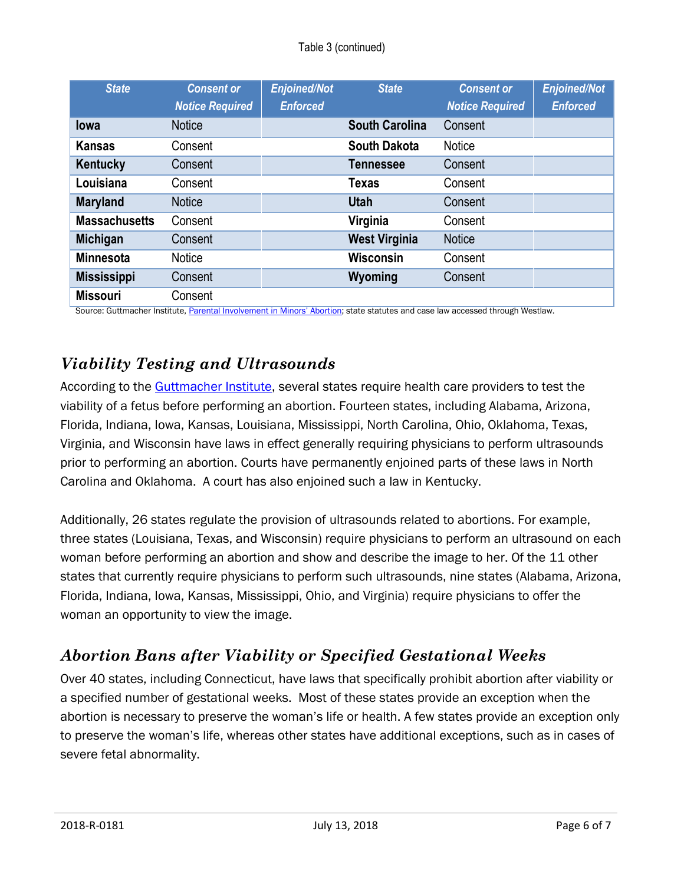Table 3 (continued)

| State | Consent or Notice Required | Enjoined/Not Enforced | State | Consent or Notice Required | Enjoined/Not Enforced |
|---|---|---|---|---|---|
| **Iowa** | Notice | | **South Carolina** | Consent | |
| **Kansas** | Consent | | **South Dakota** | Notice | |
| **Kentucky** | Consent | | **Tennessee** | Consent | |
| **Louisiana** | Consent | | **Texas** | Consent | |
| **Maryland** | Notice | | **Utah** | Consent | |
| **Massachusetts** | Consent | | **Virginia** | Consent | |
| **Michigan** | Consent | | **West Virginia** | Notice | |
| **Minnesota** | Notice | | **Wisconsin** | Consent | |
| **Mississippi** | Consent | | **Wyoming** | Consent | |
| **Missouri** | Consent | | | | |

Source: Guttmacher Institute, Parental Involvement in Minors' Abortion; state statutes and case law accessed through Westlaw.

## *Viability Testing and Ultrasounds*

According to the Guttmacher Institute, several states require health care providers to test the viability of a fetus before performing an abortion. Fourteen states, including Alabama, Arizona, Florida, Indiana, Iowa, Kansas, Louisiana, Mississippi, North Carolina, Ohio, Oklahoma, Texas, Virginia, and Wisconsin have laws in effect generally requiring physicians to perform ultrasounds prior to performing an abortion. Courts have permanently enjoined parts of these laws in North Carolina and Oklahoma. A court has also enjoined such a law in Kentucky.

Additionally, 26 states regulate the provision of ultrasounds related to abortions. For example, three states (Louisiana, Texas, and Wisconsin) require physicians to perform an ultrasound on each woman before performing an abortion and show and describe the image to her. Of the 11 other states that currently require physicians to perform such ultrasounds, nine states (Alabama, Arizona, Florida, Indiana, Iowa, Kansas, Mississippi, Ohio, and Virginia) require physicians to offer the woman an opportunity to view the image.

## *Abortion Bans after Viability or Specified Gestational Weeks*

Over 40 states, including Connecticut, have laws that specifically prohibit abortion after viability or a specified number of gestational weeks. Most of these states provide an exception when the abortion is necessary to preserve the woman's life or health. A few states provide an exception only to preserve the woman's life, whereas other states have additional exceptions, such as in cases of severe fetal abnormality.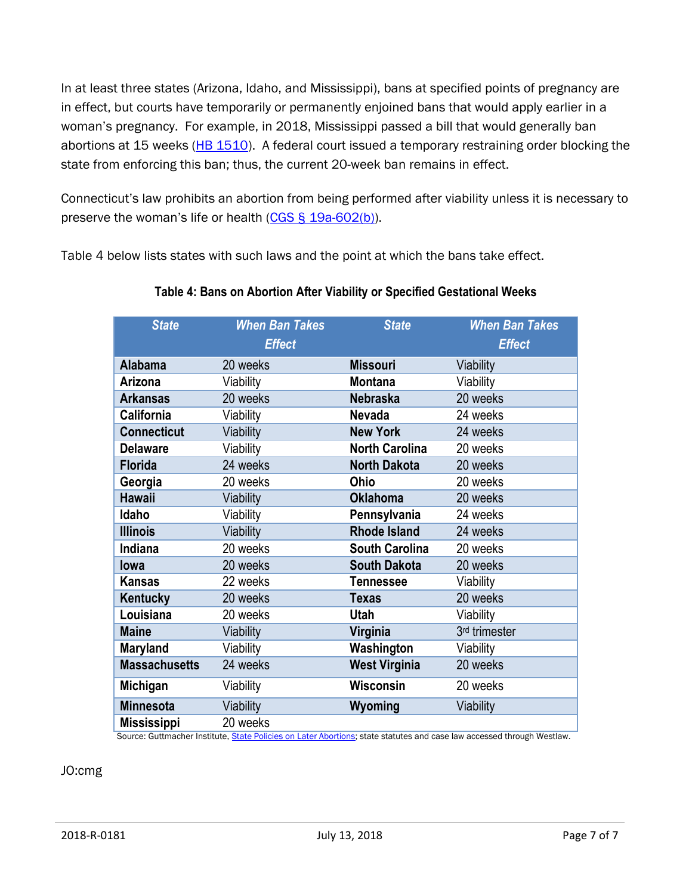In at least three states (Arizona, Idaho, and Mississippi), bans at specified points of pregnancy are in effect, but courts have temporarily or permanently enjoined bans that would apply earlier in a woman's pregnancy. For example, in 2018, Mississippi passed a bill that would generally ban abortions at 15 weeks (HB 1510). A federal court issued a temporary restraining order blocking the state from enforcing this ban; thus, the current 20-week ban remains in effect.

Connecticut's law prohibits an abortion from being performed after viability unless it is necessary to preserve the woman's life or health (CGS § 19a-602(b)).

Table 4 below lists states with such laws and the point at which the bans take effect.

**Table 4: Bans on Abortion After Viability or Specified Gestational Weeks**

| *State* | *When Ban Takes Effect* | *State* | *When Ban Takes Effect* |
|---|---|---|---|
| **Alabama** | 20 weeks | **Missouri** | Viability |
| **Arizona** | Viability | **Montana** | Viability |
| **Arkansas** | 20 weeks | **Nebraska** | 20 weeks |
| **California** | Viability | **Nevada** | 24 weeks |
| **Connecticut** | Viability | **New York** | 24 weeks |
| **Delaware** | Viability | **North Carolina** | 20 weeks |
| **Florida** | 24 weeks | **North Dakota** | 20 weeks |
| **Georgia** | 20 weeks | **Ohio** | 20 weeks |
| **Hawaii** | Viability | **Oklahoma** | 20 weeks |
| **Idaho** | Viability | **Pennsylvania** | 24 weeks |
| **Illinois** | Viability | **Rhode Island** | 24 weeks |
| **Indiana** | 20 weeks | **South Carolina** | 20 weeks |
| **Iowa** | 20 weeks | **South Dakota** | 20 weeks |
| **Kansas** | 22 weeks | **Tennessee** | Viability |
| **Kentucky** | 20 weeks | **Texas** | 20 weeks |
| **Louisiana** | 20 weeks | **Utah** | Viability |
| **Maine** | Viability | **Virginia** | 3rd trimester |
| **Maryland** | Viability | **Washington** | Viability |
| **Massachusetts** | 24 weeks | **West Virginia** | 20 weeks |
| **Michigan** | Viability | **Wisconsin** | 20 weeks |
| **Minnesota** | Viability | **Wyoming** | Viability |
| **Mississippi** | 20 weeks | | |

Source: Guttmacher Institute, State Policies on Later Abortions; state statutes and case law accessed through Westlaw.

JO:cmg